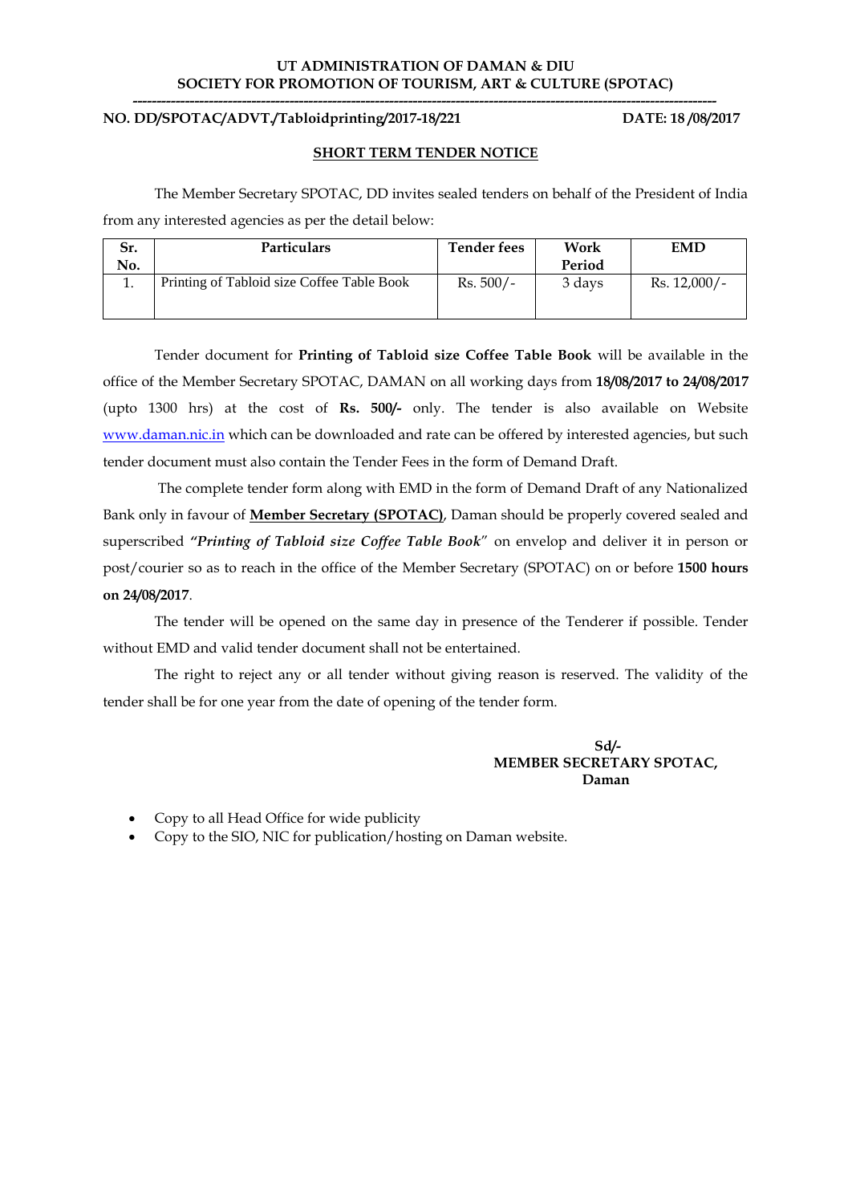**UT ADMINISTRATION OF DAMAN & DIU**
**SOCIETY FOR PROMOTION OF TOURISM, ART & CULTURE (SPOTAC)**

---

**NO. DD/SPOTAC/ADVT./Tabloidprinting/2017-18/221** **DATE: 18 /08/2017**

## SHORT TERM TENDER NOTICE

The Member Secretary SPOTAC, DD invites sealed tenders on behalf of the President of India from any interested agencies as per the detail below:

| Sr. No. | Particulars | Tender fees | Work Period | EMD |
|---|---|---|---|---|
| 1. | Printing of Tabloid size Coffee Table Book | Rs. 500/- | 3 days | Rs. 12,000/- |

Tender document for **Printing of Tabloid size Coffee Table Book** will be available in the office of the Member Secretary SPOTAC, DAMAN on all working days from **18/08/2017 to 24/08/2017** (upto 1300 hrs) at the cost of **Rs. 500/-** only. The tender is also available on Website www.daman.nic.in which can be downloaded and rate can be offered by interested agencies, but such tender document must also contain the Tender Fees in the form of Demand Draft.

The complete tender form along with EMD in the form of Demand Draft of any Nationalized Bank only in favour of **Member Secretary (SPOTAC)**, Daman should be properly covered sealed and superscribed ***"Printing of Tabloid size Coffee Table Book"*** on envelop and deliver it in person or post/courier so as to reach in the office of the Member Secretary (SPOTAC) on or before **1500 hours on 24/08/2017**.

The tender will be opened on the same day in presence of the Tenderer if possible. Tender without EMD and valid tender document shall not be entertained.

The right to reject any or all tender without giving reason is reserved. The validity of the tender shall be for one year from the date of opening of the tender form.

**Sd/-**
**MEMBER SECRETARY SPOTAC,**
**Daman**

- Copy to all Head Office for wide publicity
- Copy to the SIO, NIC for publication/hosting on Daman website.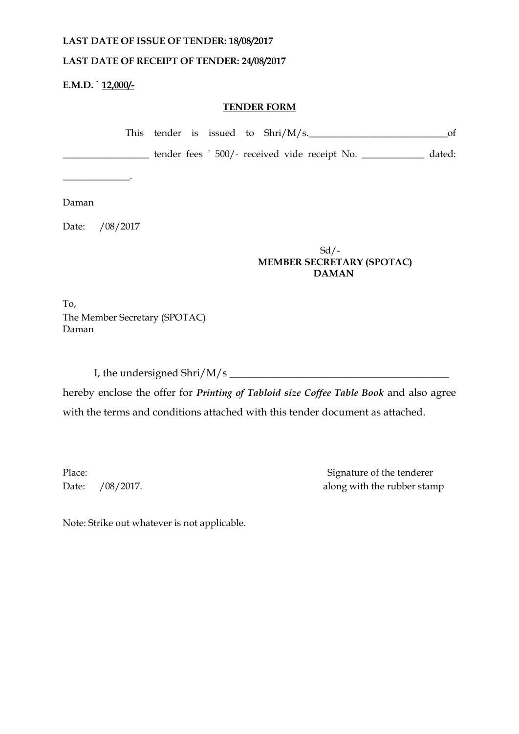**LAST DATE OF ISSUE OF TENDER: 18/08/2017**

**LAST DATE OF RECEIPT OF TENDER: 24/08/2017**

**E.M.D. ` 12,000/-**

**TENDER FORM**

This tender is issued to Shri/M/s.____________________________of __________________ tender fees ` 500/- received vide receipt No. _____________ dated: ______________.

Daman

Date: /08/2017

Sd/-
**MEMBER SECRETARY (SPOTAC)**
**DAMAN**

To,
The Member Secretary (SPOTAC)
Daman

I, the undersigned Shri/M/s _____________________________________________ hereby enclose the offer for ***Printing of Tabloid size Coffee Table Book*** and also agree with the terms and conditions attached with this tender document as attached.

Place:
Date: /08/2017.

Signature of the tenderer
along with the rubber stamp

Note: Strike out whatever is not applicable.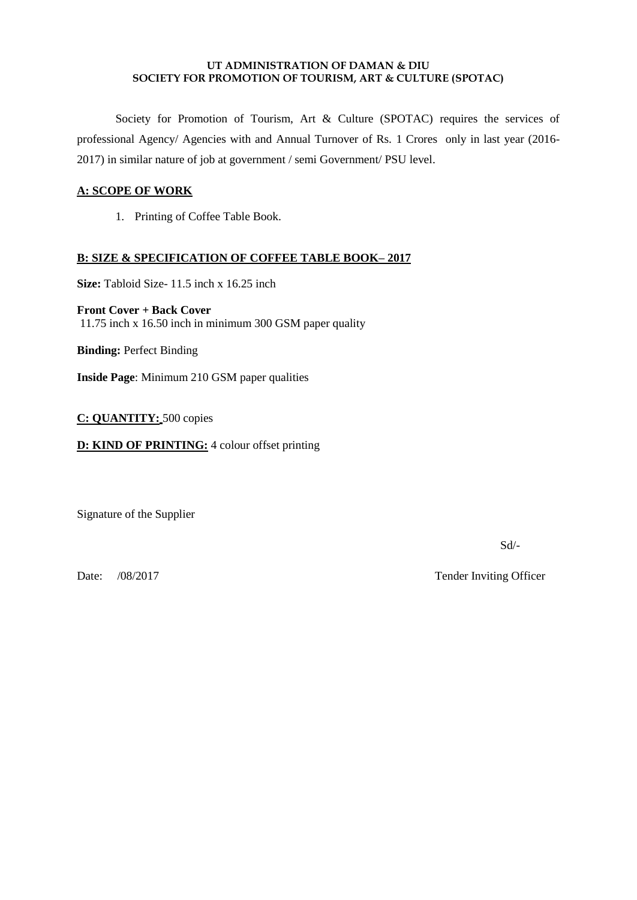**UT ADMINISTRATION OF DAMAN & DIU**
**SOCIETY FOR PROMOTION OF TOURISM, ART & CULTURE (SPOTAC)**

Society for Promotion of Tourism, Art & Culture (SPOTAC) requires the services of professional Agency/ Agencies with and Annual Turnover of Rs. 1 Crores only in last year (2016-2017) in similar nature of job at government / semi Government/ PSU level.

## A: SCOPE OF WORK

1. Printing of Coffee Table Book.

## B: SIZE & SPECIFICATION OF COFFEE TABLE BOOK– 2017

**Size:** Tabloid Size- 11.5 inch x 16.25 inch

**Front Cover + Back Cover**
11.75 inch x 16.50 inch in minimum 300 GSM paper quality

**Binding:** Perfect Binding

**Inside Page**: Minimum 210 GSM paper qualities

**C: QUANTITY:** 500 copies

**D: KIND OF PRINTING:** 4 colour offset printing

Signature of the Supplier

Sd/-

Date: /08/2017 Tender Inviting Officer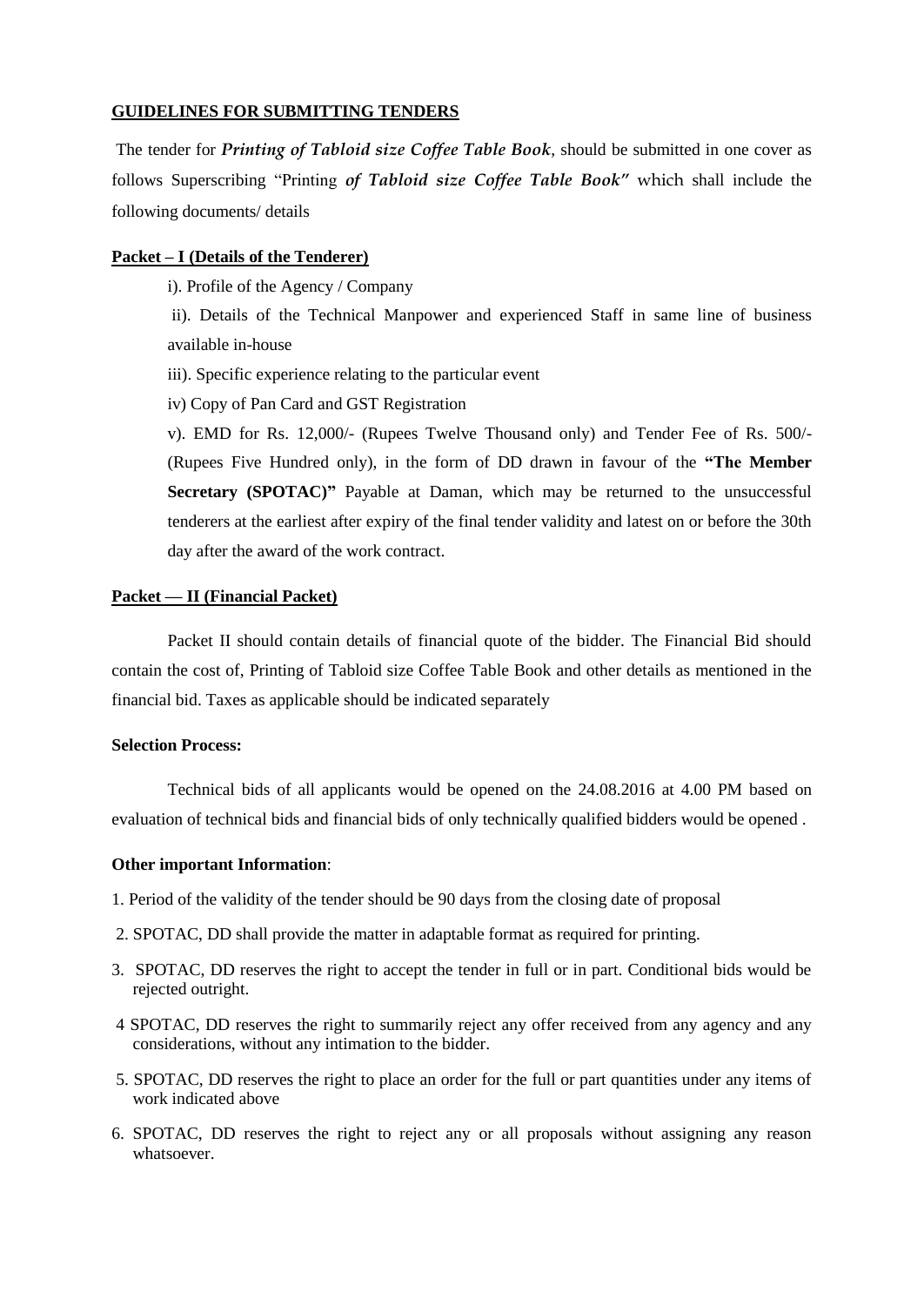## GUIDELINES FOR SUBMITTING TENDERS

The tender for ***Printing of Tabloid size Coffee Table Book***, should be submitted in one cover as follows Superscribing "Printing ***of Tabloid size Coffee Table Book"*** which shall include the following documents/ details

### Packet – I (Details of the Tenderer)

i). Profile of the Agency / Company

ii). Details of the Technical Manpower and experienced Staff in same line of business available in-house

iii). Specific experience relating to the particular event

iv) Copy of Pan Card and GST Registration

v). EMD for Rs. 12,000/- (Rupees Twelve Thousand only) and Tender Fee of Rs. 500/- (Rupees Five Hundred only), in the form of DD drawn in favour of the **"The Member Secretary (SPOTAC)"** Payable at Daman, which may be returned to the unsuccessful tenderers at the earliest after expiry of the final tender validity and latest on or before the 30th day after the award of the work contract.

### Packet — II (Financial Packet)

Packet II should contain details of financial quote of the bidder. The Financial Bid should contain the cost of, Printing of Tabloid size Coffee Table Book and other details as mentioned in the financial bid. Taxes as applicable should be indicated separately

**Selection Process:**

Technical bids of all applicants would be opened on the 24.08.2016 at 4.00 PM based on evaluation of technical bids and financial bids of only technically qualified bidders would be opened .

**Other important Information**:

1. Period of the validity of the tender should be 90 days from the closing date of proposal
2. SPOTAC, DD shall provide the matter in adaptable format as required for printing.
3. SPOTAC, DD reserves the right to accept the tender in full or in part. Conditional bids would be rejected outright.
4. SPOTAC, DD reserves the right to summarily reject any offer received from any agency and any considerations, without any intimation to the bidder.
5. SPOTAC, DD reserves the right to place an order for the full or part quantities under any items of work indicated above
6. SPOTAC, DD reserves the right to reject any or all proposals without assigning any reason whatsoever.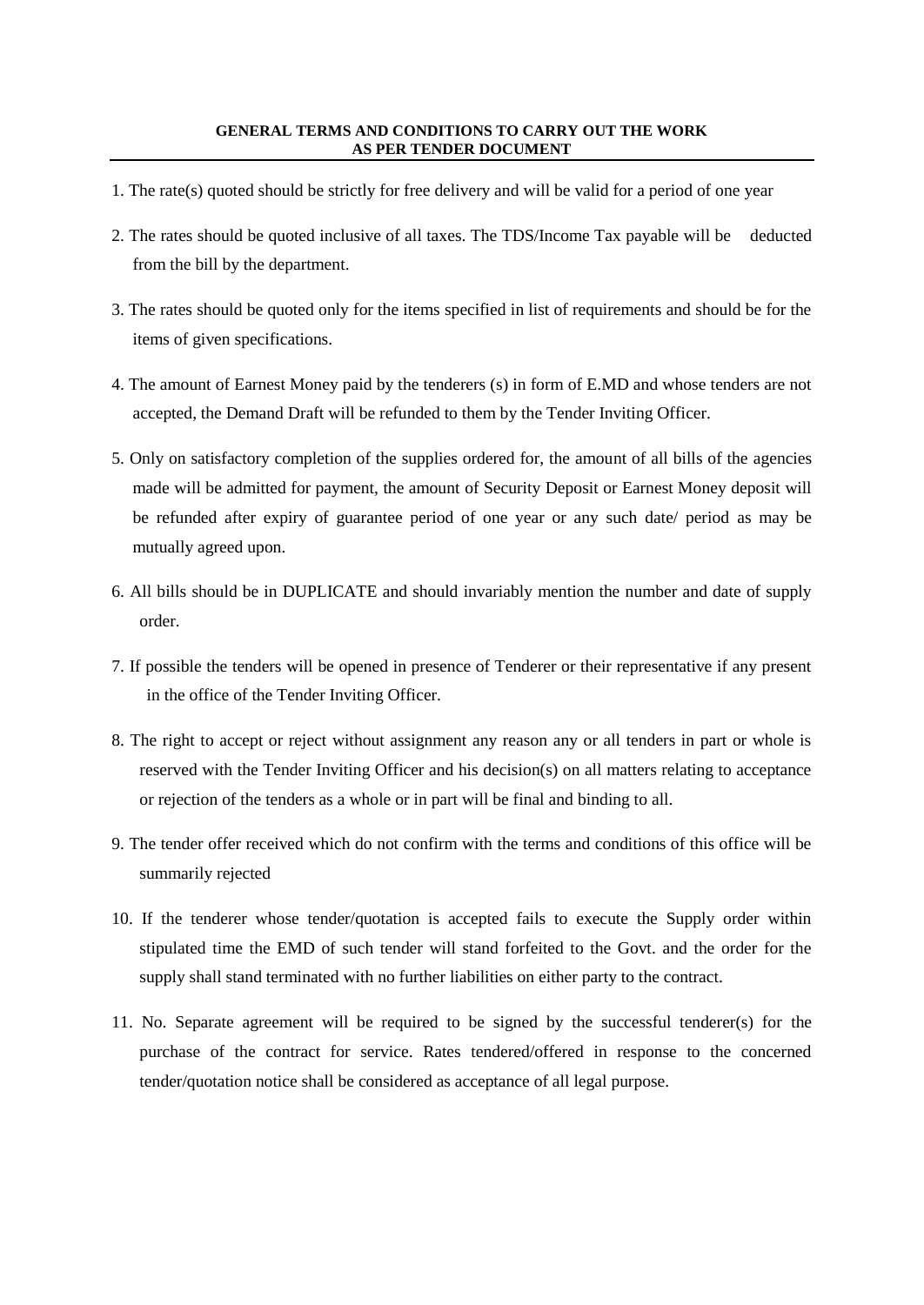**GENERAL TERMS AND CONDITIONS TO CARRY OUT THE WORK AS PER TENDER DOCUMENT**

1. The rate(s) quoted should be strictly for free delivery and will be valid for a period of one year
2. The rates should be quoted inclusive of all taxes. The TDS/Income Tax payable will be deducted from the bill by the department.
3. The rates should be quoted only for the items specified in list of requirements and should be for the items of given specifications.
4. The amount of Earnest Money paid by the tenderers (s) in form of E.MD and whose tenders are not accepted, the Demand Draft will be refunded to them by the Tender Inviting Officer.
5. Only on satisfactory completion of the supplies ordered for, the amount of all bills of the agencies made will be admitted for payment, the amount of Security Deposit or Earnest Money deposit will be refunded after expiry of guarantee period of one year or any such date/ period as may be mutually agreed upon.
6. All bills should be in DUPLICATE and should invariably mention the number and date of supply order.
7. If possible the tenders will be opened in presence of Tenderer or their representative if any present in the office of the Tender Inviting Officer.
8. The right to accept or reject without assignment any reason any or all tenders in part or whole is reserved with the Tender Inviting Officer and his decision(s) on all matters relating to acceptance or rejection of the tenders as a whole or in part will be final and binding to all.
9. The tender offer received which do not confirm with the terms and conditions of this office will be summarily rejected
10. If the tenderer whose tender/quotation is accepted fails to execute the Supply order within stipulated time the EMD of such tender will stand forfeited to the Govt. and the order for the supply shall stand terminated with no further liabilities on either party to the contract.
11. No. Separate agreement will be required to be signed by the successful tenderer(s) for the purchase of the contract for service. Rates tendered/offered in response to the concerned tender/quotation notice shall be considered as acceptance of all legal purpose.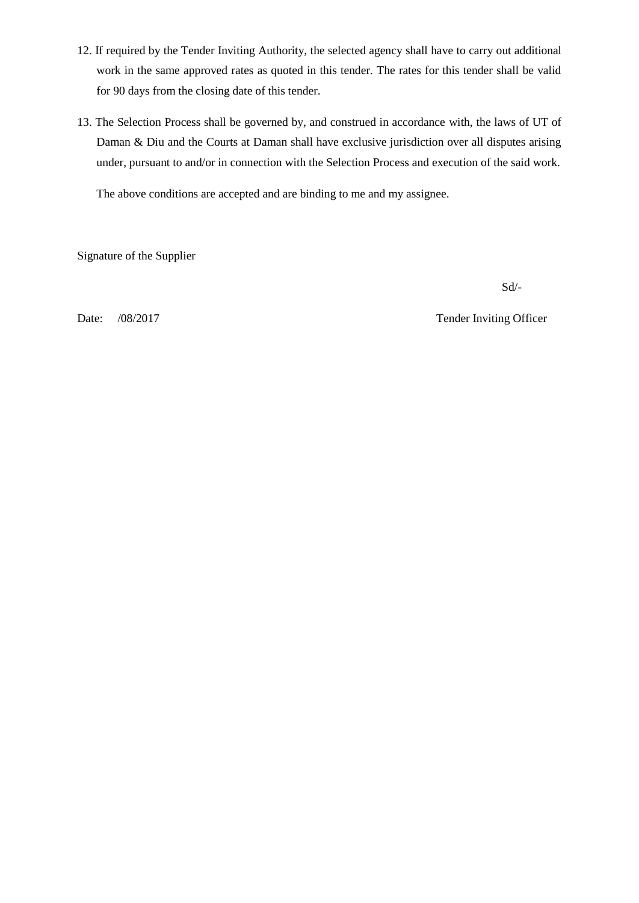12. If required by the Tender Inviting Authority, the selected agency shall have to carry out additional work in the same approved rates as quoted in this tender. The rates for this tender shall be valid for 90 days from the closing date of this tender.

13. The Selection Process shall be governed by, and construed in accordance with, the laws of UT of Daman & Diu and the Courts at Daman shall have exclusive jurisdiction over all disputes arising under, pursuant to and/or in connection with the Selection Process and execution of the said work.

The above conditions are accepted and are binding to me and my assignee.

Signature of the Supplier

Sd/-

Date: /08/2017

Tender Inviting Officer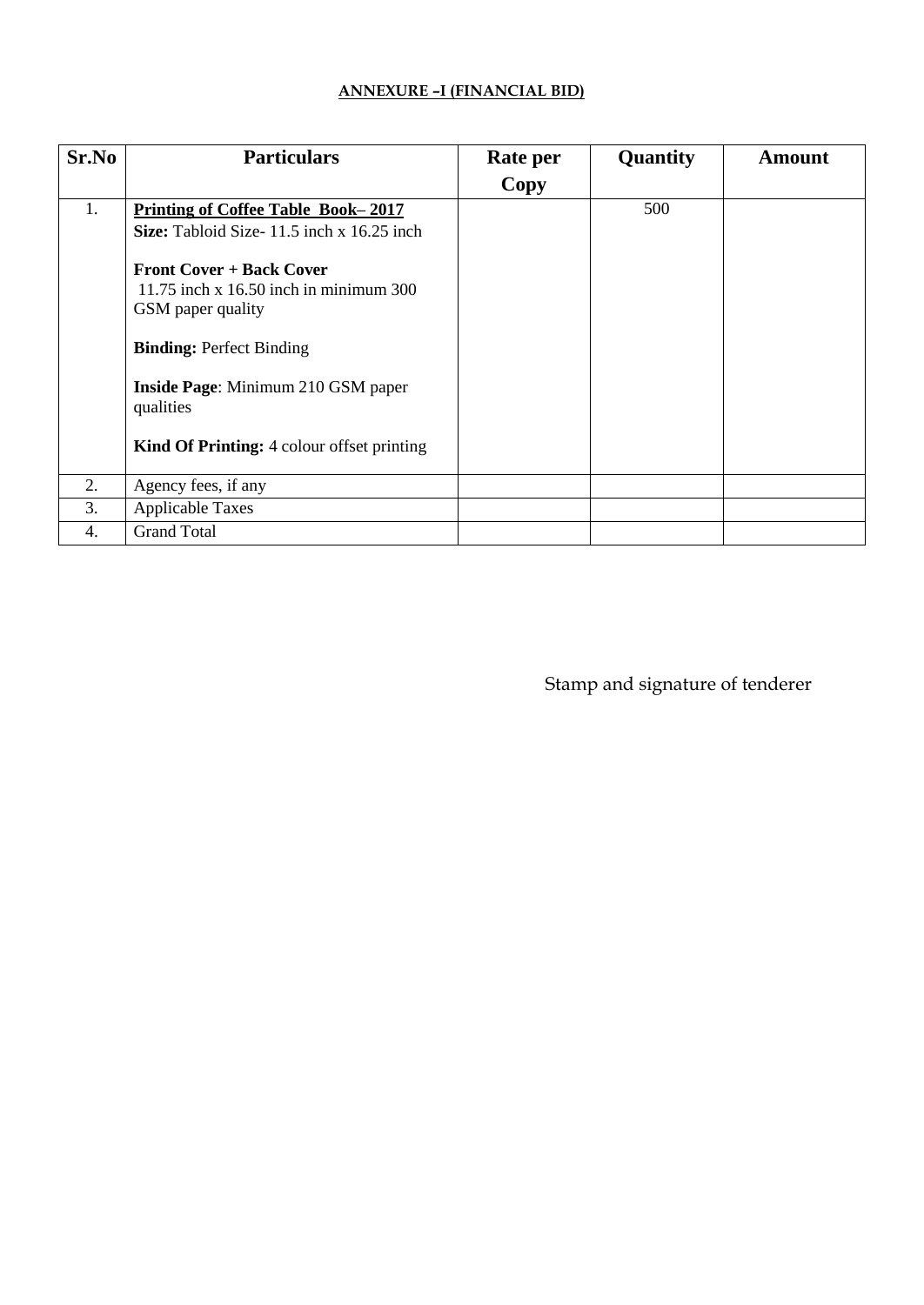**ANNEXURE –I (FINANCIAL BID)**

| Sr.No | Particulars | Rate per Copy | Quantity | Amount |
|---|---|---|---|---|
| 1. | **Printing of Coffee Table Book– 2017**<br>**Size:** Tabloid Size- 11.5 inch x 16.25 inch<br><br>**Front Cover + Back Cover**<br>11.75 inch x 16.50 inch in minimum 300 GSM paper quality<br><br>**Binding:** Perfect Binding<br><br>**Inside Page**: Minimum 210 GSM paper qualities<br><br>**Kind Of Printing:** 4 colour offset printing | | 500 | |
| 2. | Agency fees, if any | | | |
| 3. | Applicable Taxes | | | |
| 4. | Grand Total | | | |

Stamp and signature of tenderer